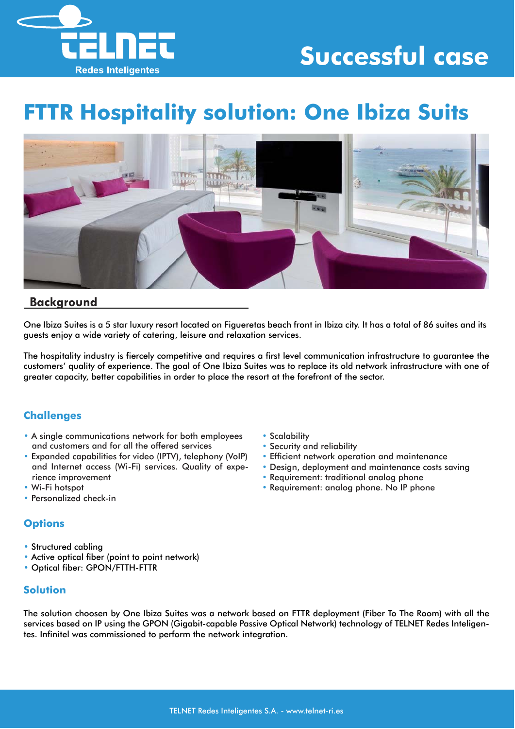# Successful case

# FTTR Hospitality solution: One Ibiza Suits

## Background

One Ibiza Suites is a 5 star luxury resort located on Figueretas beach front in Ibiza city. It has a total of 86 suites and its guests enjoy a wide variety of catering, leisure and relaxation services.

The hospitality industry is fiercely competitive and requires a first level communication infrastructure to guarantee the customers' quality of experience. The goal of One Ibiza Suites was to replace its old network infrastructure with one of greater capacity, better capabilities in order to place the resort at the forefront of the sector.

## Challenges

- A single communications network for both employees and customers and for all the offered services
- Expanded capabilities for video (IPTV), telephony (VoIP) and Internet access (Wi-Fi) services. Quality of experience improvement
- Wi-Fi hotspot
- Personalized check-in
- Scalability
- Security and reliability
- Efficient network operation and maintenance
- Design, deployment and maintenance costs saving
- Requirement: traditional analog phone
- Requirement: analog phone. No IP phone

## Options

- Structured cabling
- Active optical fiber (point to point network)
- Optical fiber: GPON/FTTH-FTTR

## Solution

The solution choosen by One Ibiza Suites was a network based on FTTR deployment (Fiber To The Room) with all the services based on IP using the GPON (Gigabit-capable Passive Optical Network) technology of TELNET Redes Inteligentes. Infinitel was commissioned to perform the network integration.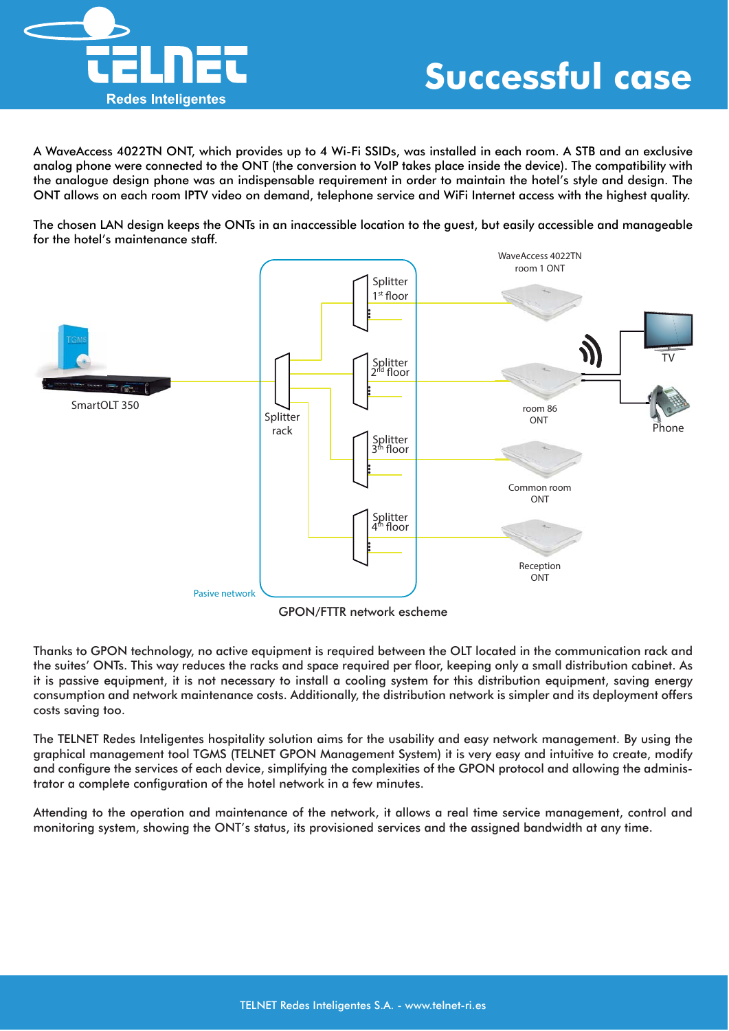# Successful case

A WaveAccess 4022TN ONT, which provides up to 4 Wi-Fi SSIDs, was installed in each room. A STB and an exclusive analog phone were connected to the ONT (the conversion to VoIP takes place inside the device). The compatibility with the analogue design phone was an indispensable requirement in order to maintain the hotel's style and design. The ONT allows on each room IPTV video on demand, telephone service and WiFi Internet access with the highest quality.

The chosen LAN design keeps the ONTs in an inaccessible location to the guest, but easily accessible and manageable for the hotel's maintenance staff.

GPON/FTTR network escheme

Thanks to GPON technology, no active equipment is required between the OLT located in the communication rack and the suites' ONTs. This way reduces the racks and space required per floor, keeping only a small distribution cabinet. As it is passive equipment, it is not necessary to install a cooling system for this distribution equipment, saving energy consumption and network maintenance costs. Additionally, the distribution network is simpler and its deployment offers costs saving too.

The TELNET Redes Inteligentes hospitality solution aims for the usability and easy network management. By using the graphical management tool TGMS (TELNET GPON Management System) it is very easy and intuitive to create, modify and configure the services of each device, simplifying the complexities of the GPON protocol and allowing the administrator a complete configuration of the hotel network in a few minutes.

Attending to the operation and maintenance of the network, it allows a real time service management, control and monitoring system, showing the ONT's status, its provisioned services and the assigned bandwidth at any time.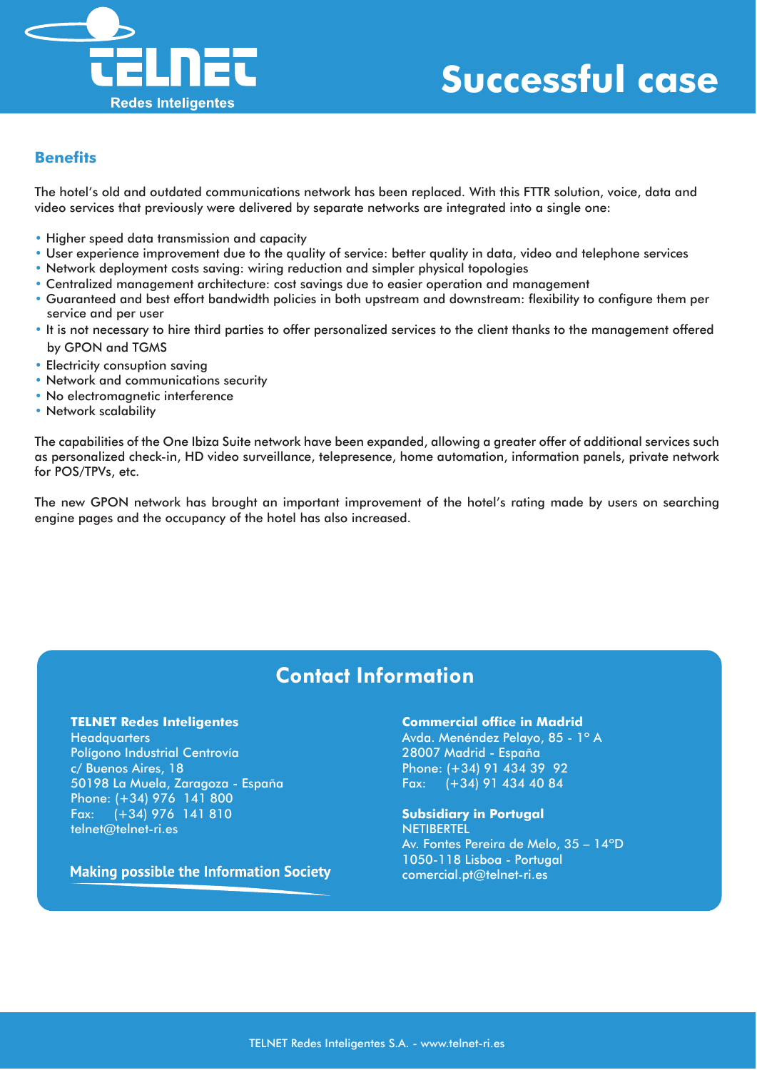TELNET
Redes Inteligentes

# Successful case

## Benefits

The hotel's old and outdated communications network has been replaced. With this FTTR solution, voice, data and video services that previously were delivered by separate networks are integrated into a single one:

- Higher speed data transmission and capacity
- User experience improvement due to the quality of service: better quality in data, video and telephone services
- Network deployment costs saving: wiring reduction and simpler physical topologies
- Centralized management architecture: cost savings due to easier operation and management
- Guaranteed and best effort bandwidth policies in both upstream and downstream: flexibility to configure them per service and per user
- It is not necessary to hire third parties to offer personalized services to the client thanks to the management offered by GPON and TGMS
- Electricity consuption saving
- Network and communications security
- No electromagnetic interference
- Network scalability

The capabilities of the One Ibiza Suite network have been expanded, allowing a greater offer of additional services such as personalized check-in, HD video surveillance, telepresence, home automation, information panels, private network for POS/TPVs, etc.

The new GPON network has brought an important improvement of the hotel's rating made by users on searching engine pages and the occupancy of the hotel has also increased.

## Contact Information

**TELNET Redes Inteligentes**
Headquarters
Polígono Industrial Centrovía
c/ Buenos Aires, 18
50198 La Muela, Zaragoza - España
Phone: (+34) 976 141 800
Fax: (+34) 976 141 810
telnet@telnet-ri.es

**Making possible the Information Society**

**Commercial office in Madrid**
Avda. Menéndez Pelayo, 85 - 1º A
28007 Madrid - España
Phone: (+34) 91 434 39 92
Fax: (+34) 91 434 40 84

**Subsidiary in Portugal**
NETIBERTEL
Av. Fontes Pereira de Melo, 35 – 14ºD
1050-118 Lisboa - Portugal
comercial.pt@telnet-ri.es

TELNET Redes Inteligentes S.A. - www.telnet-ri.es